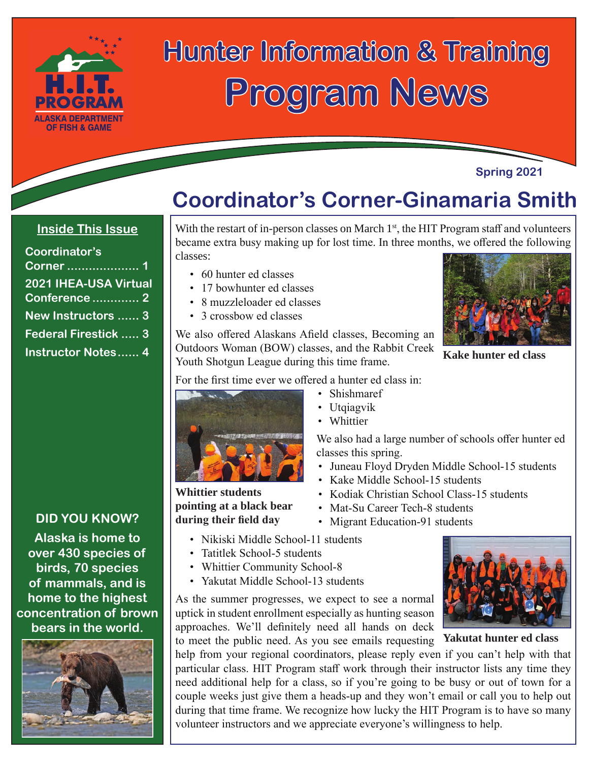# Hunter Information & Training Program News

H.I.T. PROGRAM
ALASKA DEPARTMENT OF FISH & GAME

Spring 2021

## Inside This Issue

- Coordinator's Corner .................... 1
- 2021 IHEA-USA Virtual Conference ............. 2
- New Instructors ...... 3
- Federal Firestick ..... 3
- Instructor Notes...... 4

**DID YOU KNOW?**

**Alaska is home to over 430 species of birds, 70 species of mammals, and is home to the highest concentration of brown bears in the world.**

## Coordinator's Corner-Ginamaria Smith

With the restart of in-person classes on March 1st, the HIT Program staff and volunteers became extra busy making up for lost time. In three months, we offered the following classes:

- 60 hunter ed classes
- 17 bowhunter ed classes
- 8 muzzleloader ed classes
- 3 crossbow ed classes

We also offered Alaskans Afield classes, Becoming an Outdoors Woman (BOW) classes, and the Rabbit Creek Youth Shotgun League during this time frame.

**Kake hunter ed class**

For the first time ever we offered a hunter ed class in:

- Shishmaref
- Utqiagvik
- Whittier

**Whittier students pointing at a black bear during their field day**

We also had a large number of schools offer hunter ed classes this spring.

- Juneau Floyd Dryden Middle School-15 students
- Kake Middle School-15 students
- Kodiak Christian School Class-15 students
- Mat-Su Career Tech-8 students
- Migrant Education-91 students
- Nikiski Middle School-11 students
- Tatitlek School-5 students
- Whittier Community School-8
- Yakutat Middle School-13 students

**Yakutat hunter ed class**

As the summer progresses, we expect to see a normal uptick in student enrollment especially as hunting season approaches. We'll definitely need all hands on deck to meet the public need. As you see emails requesting help from your regional coordinators, please reply even if you can't help with that particular class. HIT Program staff work through their instructor lists any time they need additional help for a class, so if you're going to be busy or out of town for a couple weeks just give them a heads-up and they won't email or call you to help out during that time frame. We recognize how lucky the HIT Program is to have so many volunteer instructors and we appreciate everyone's willingness to help.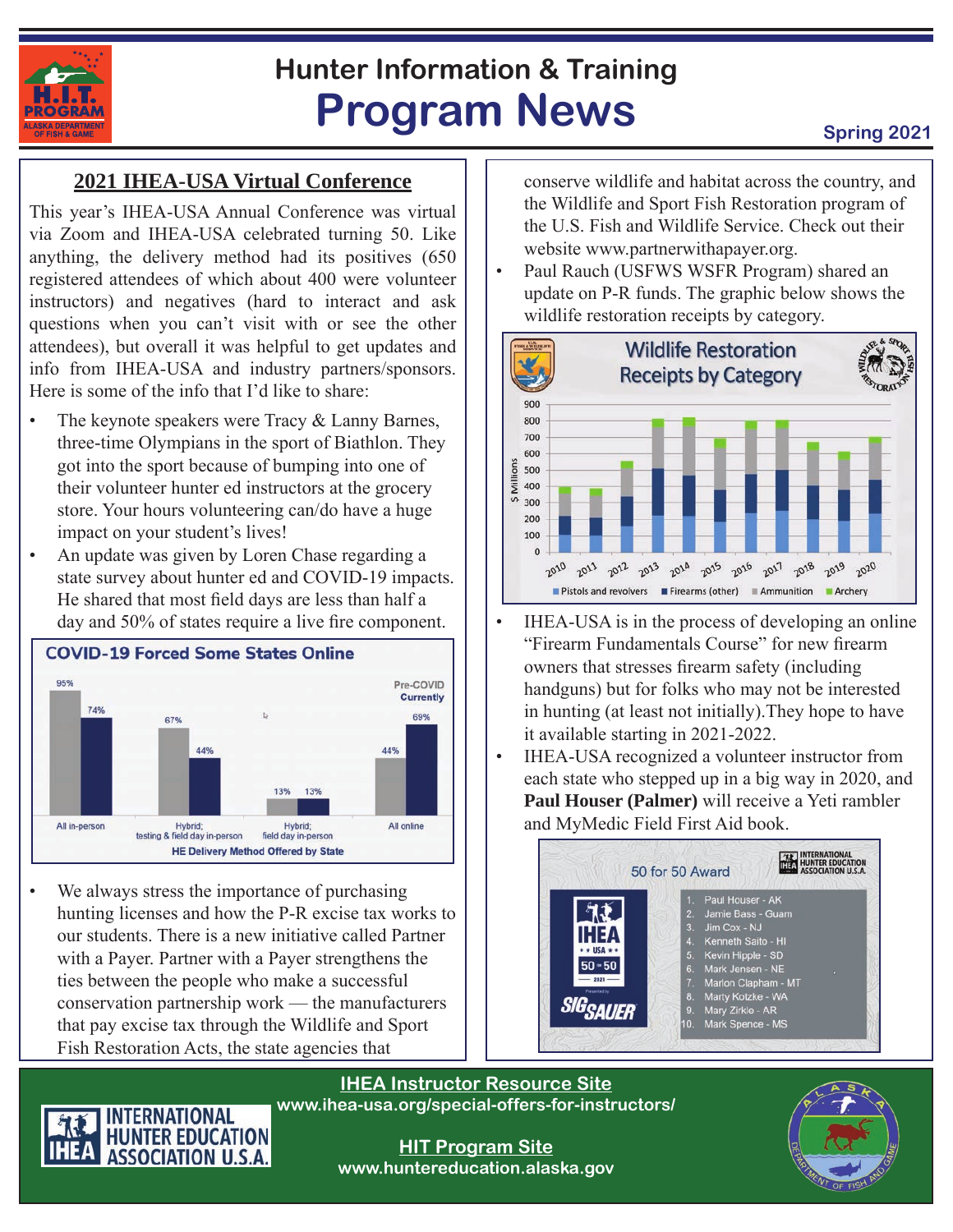# Hunter Information & Training Program News

Spring 2021

## 2021 IHEA-USA Virtual Conference

This year's IHEA-USA Annual Conference was virtual via Zoom and IHEA-USA celebrated turning 50. Like anything, the delivery method had its positives (650 registered attendees of which about 400 were volunteer instructors) and negatives (hard to interact and ask questions when you can't visit with or see the other attendees), but overall it was helpful to get updates and info from IHEA-USA and industry partners/sponsors. Here is some of the info that I'd like to share:

- The keynote speakers were Tracy & Lanny Barnes, three-time Olympians in the sport of Biathlon. They got into the sport because of bumping into one of their volunteer hunter ed instructors at the grocery store. Your hours volunteering can/do have a huge impact on your student's lives!
- An update was given by Loren Chase regarding a state survey about hunter ed and COVID-19 impacts. He shared that most field days are less than half a day and 50% of states require a live fire component.

**COVID-19 Forced Some States Online**

HE Delivery Method Offered by State

| | Pre-COVID | Currently |
|---|---|---|
| All in-person | 95% | 74% |
| Hybrid; testing & field day in-person | 67% | 44% |
| Hybrid; field day in-person | 13% | 13% |
| All online | 44% | 69% |

- We always stress the importance of purchasing hunting licenses and how the P-R excise tax works to our students. There is a new initiative called Partner with a Payer. Partner with a Payer strengthens the ties between the people who make a successful conservation partnership work — the manufacturers that pay excise tax through the Wildlife and Sport Fish Restoration Acts, the state agencies that conserve wildlife and habitat across the country, and the Wildlife and Sport Fish Restoration program of the U.S. Fish and Wildlife Service. Check out their website www.partnerwithapayer.org.
- Paul Rauch (USFWS WSFR Program) shared an update on P-R funds. The graphic below shows the wildlife restoration receipts by category.

**Wildlife Restoration Receipts by Category**

($ Millions, 2010–2020; categories: Pistols and revolvers, Firearms (other), Ammunition, Archery)

- IHEA-USA is in the process of developing an online "Firearm Fundamentals Course" for new firearm owners that stresses firearm safety (including handguns) but for folks who may not be interested in hunting (at least not initially).They hope to have it available starting in 2021-2022.
- IHEA-USA recognized a volunteer instructor from each state who stepped up in a big way in 2020, and **Paul Houser (Palmer)** will receive a Yeti rambler and MyMedic Field First Aid book.

**50 for 50 Award**

1. Paul Houser - AK
2. Jamie Bass - Guam
3. Jim Cox - NJ
4. Kenneth Saito - HI
5. Kevin Hipple - SD
6. Mark Jensen - NE
7. Marlon Clapham - MT
8. Marty Kotzke - WA
9. Mary Zirkle - AR
10. Mark Spence - MS

**IHEA Instructor Resource Site**
www.ihea-usa.org/special-offers-for-instructors/

**HIT Program Site**
www.huntereducation.alaska.gov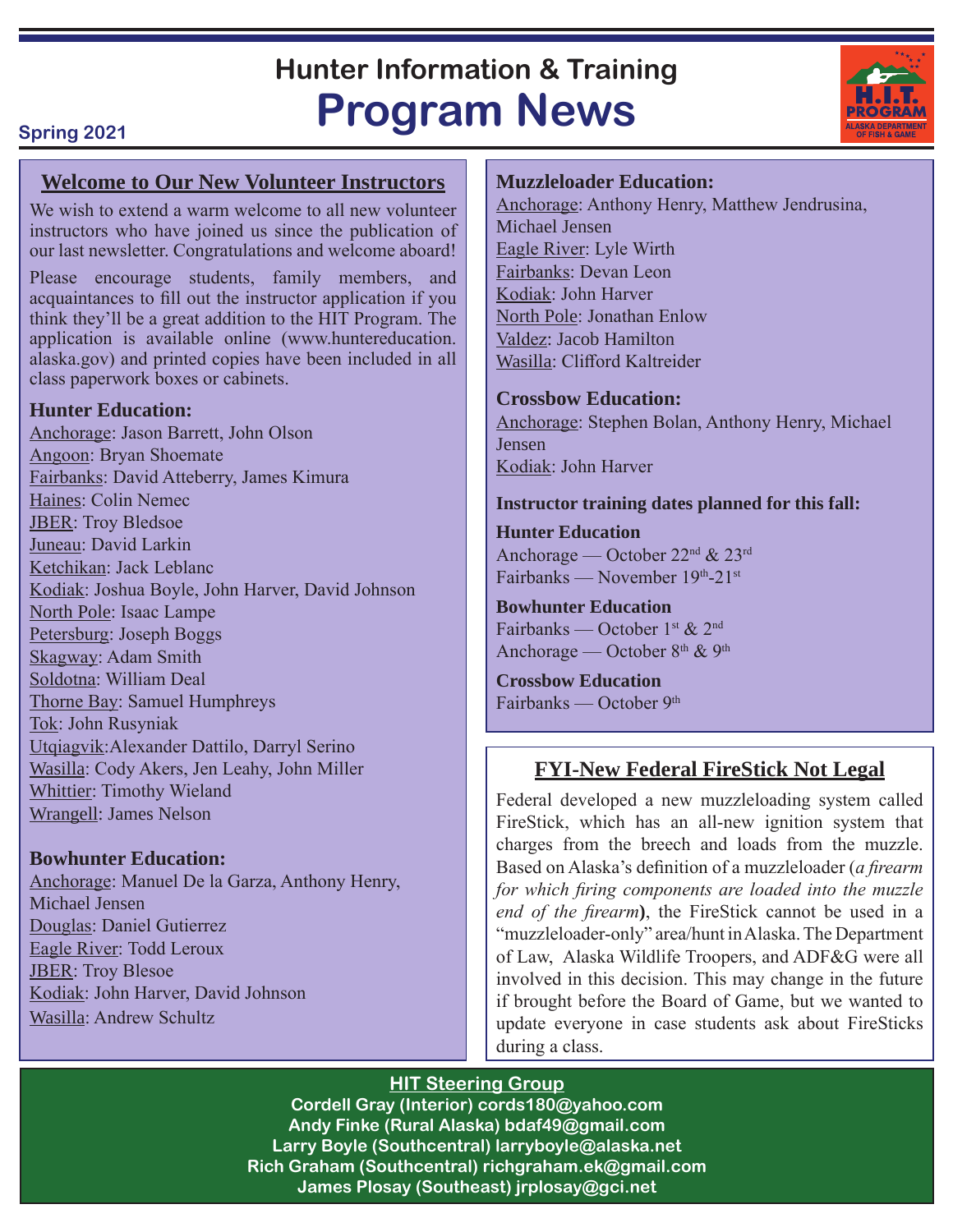# Hunter Information & Training Program News

**Spring 2021**

## Welcome to Our New Volunteer Instructors

We wish to extend a warm welcome to all new volunteer instructors who have joined us since the publication of our last newsletter. Congratulations and welcome aboard!

Please encourage students, family members, and acquaintances to fill out the instructor application if you think they'll be a great addition to the HIT Program. The application is available online (www.huntereducation.alaska.gov) and printed copies have been included in all class paperwork boxes or cabinets.

### Hunter Education:

Anchorage: Jason Barrett, John Olson
Angoon: Bryan Shoemate
Fairbanks: David Atteberry, James Kimura
Haines: Colin Nemec
JBER: Troy Bledsoe
Juneau: David Larkin
Ketchikan: Jack Leblanc
Kodiak: Joshua Boyle, John Harver, David Johnson
North Pole: Isaac Lampe
Petersburg: Joseph Boggs
Skagway: Adam Smith
Soldotna: William Deal
Thorne Bay: Samuel Humphreys
Tok: John Rusyniak
Utqiagvik:Alexander Dattilo, Darryl Serino
Wasilla: Cody Akers, Jen Leahy, John Miller
Whittier: Timothy Wieland
Wrangell: James Nelson

### Bowhunter Education:

Anchorage: Manuel De la Garza, Anthony Henry, Michael Jensen
Douglas: Daniel Gutierrez
Eagle River: Todd Leroux
JBER: Troy Blesoe
Kodiak: John Harver, David Johnson
Wasilla: Andrew Schultz

### Muzzleloader Education:

Anchorage: Anthony Henry, Matthew Jendrusina, Michael Jensen
Eagle River: Lyle Wirth
Fairbanks: Devan Leon
Kodiak: John Harver
North Pole: Jonathan Enlow
Valdez: Jacob Hamilton
Wasilla: Clifford Kaltreider

### Crossbow Education:

Anchorage: Stephen Bolan, Anthony Henry, Michael Jensen
Kodiak: John Harver

**Instructor training dates planned for this fall:**

**Hunter Education**
Anchorage — October 22nd & 23rd
Fairbanks — November 19th-21st

**Bowhunter Education**
Fairbanks — October 1st & 2nd
Anchorage — October 8th & 9th

**Crossbow Education**
Fairbanks — October 9th

## FYI-New Federal FireStick Not Legal

Federal developed a new muzzleloading system called FireStick, which has an all-new ignition system that charges from the breech and loads from the muzzle. Based on Alaska's definition of a muzzleloader (*a firearm for which firing components are loaded into the muzzle end of the firearm*), the FireStick cannot be used in a "muzzleloader-only" area/hunt in Alaska. The Department of Law, Alaska Wildlife Troopers, and ADF&G were all involved in this decision. This may change in the future if brought before the Board of Game, but we wanted to update everyone in case students ask about FireSticks during a class.

## HIT Steering Group

**Cordell Gray (Interior) cords180@yahoo.com**
**Andy Finke (Rural Alaska) bdaf49@gmail.com**
**Larry Boyle (Southcentral) larryboyle@alaska.net**
**Rich Graham (Southcentral) richgraham.ek@gmail.com**
**James Plosay (Southeast) jrplosay@gci.net**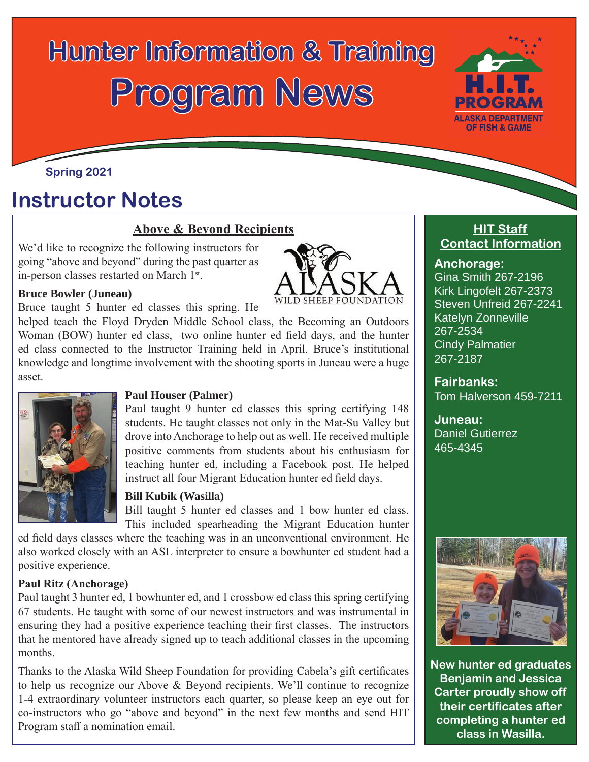# Hunter Information & Training Program News

H.I.T. PROGRAM
ALASKA DEPARTMENT OF FISH & GAME

Spring 2021

## Instructor Notes

### Above & Beyond Recipients

We'd like to recognize the following instructors for going "above and beyond" during the past quarter as in-person classes restarted on March 1st.

ALASKA WILD SHEEP FOUNDATION

**Bruce Bowler (Juneau)**

Bruce taught 5 hunter ed classes this spring. He helped teach the Floyd Dryden Middle School class, the Becoming an Outdoors Woman (BOW) hunter ed class, two online hunter ed field days, and the hunter ed class connected to the Instructor Training held in April. Bruce's institutional knowledge and longtime involvement with the shooting sports in Juneau were a huge asset.

**Paul Houser (Palmer)**

Paul taught 9 hunter ed classes this spring certifying 148 students. He taught classes not only in the Mat-Su Valley but drove into Anchorage to help out as well. He received multiple positive comments from students about his enthusiasm for teaching hunter ed, including a Facebook post. He helped instruct all four Migrant Education hunter ed field days.

**Bill Kubik (Wasilla)**

Bill taught 5 hunter ed classes and 1 bow hunter ed class. This included spearheading the Migrant Education hunter ed field days classes where the teaching was in an unconventional environment. He also worked closely with an ASL interpreter to ensure a bowhunter ed student had a positive experience.

**Paul Ritz (Anchorage)**

Paul taught 3 hunter ed, 1 bowhunter ed, and 1 crossbow ed class this spring certifying 67 students. He taught with some of our newest instructors and was instrumental in ensuring they had a positive experience teaching their first classes. The instructors that he mentored have already signed up to teach additional classes in the upcoming months.

Thanks to the Alaska Wild Sheep Foundation for providing Cabela's gift certificates to help us recognize our Above & Beyond recipients. We'll continue to recognize 1-4 extraordinary volunteer instructors each quarter, so please keep an eye out for co-instructors who go "above and beyond" in the next few months and send HIT Program staff a nomination email.

### HIT Staff Contact Information

**Anchorage:**
Gina Smith 267-2196
Kirk Lingofelt 267-2373
Steven Unfreid 267-2241
Katelyn Zonneville 267-2534
Cindy Palmatier 267-2187

**Fairbanks:**
Tom Halverson 459-7211

**Juneau:**
Daniel Gutierrez 465-4345

**New hunter ed graduates Benjamin and Jessica Carter proudly show off their certificates after completing a hunter ed class in Wasilla.**